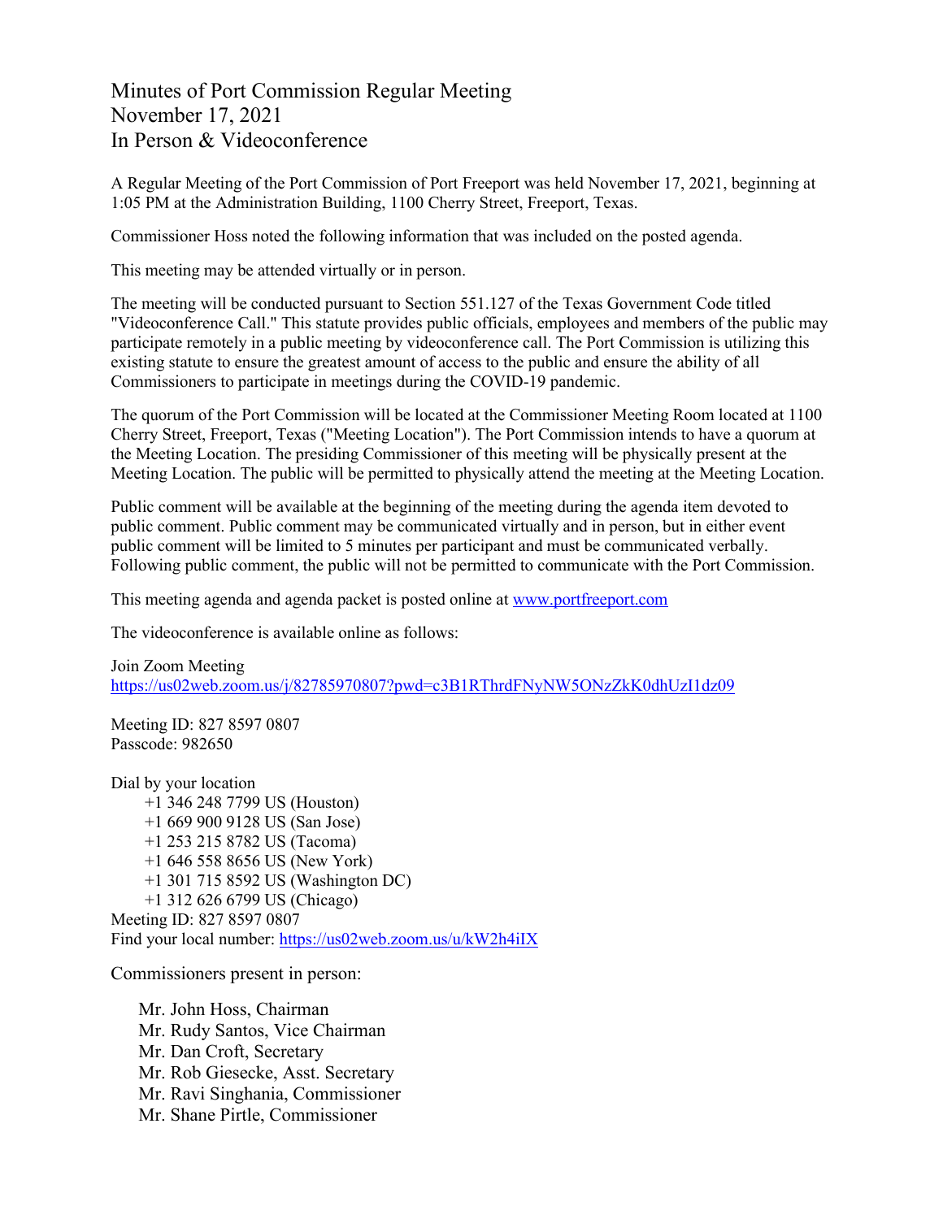# Minutes of Port Commission Regular Meeting
# November 17, 2021
# In Person & Videoconference

A Regular Meeting of the Port Commission of Port Freeport was held November 17, 2021, beginning at 1:05 PM at the Administration Building, 1100 Cherry Street, Freeport, Texas.

Commissioner Hoss noted the following information that was included on the posted agenda.

This meeting may be attended virtually or in person.

The meeting will be conducted pursuant to Section 551.127 of the Texas Government Code titled "Videoconference Call." This statute provides public officials, employees and members of the public may participate remotely in a public meeting by videoconference call. The Port Commission is utilizing this existing statute to ensure the greatest amount of access to the public and ensure the ability of all Commissioners to participate in meetings during the COVID-19 pandemic.

The quorum of the Port Commission will be located at the Commissioner Meeting Room located at 1100 Cherry Street, Freeport, Texas ("Meeting Location"). The Port Commission intends to have a quorum at the Meeting Location. The presiding Commissioner of this meeting will be physically present at the Meeting Location. The public will be permitted to physically attend the meeting at the Meeting Location.

Public comment will be available at the beginning of the meeting during the agenda item devoted to public comment. Public comment may be communicated virtually and in person, but in either event public comment will be limited to 5 minutes per participant and must be communicated verbally. Following public comment, the public will not be permitted to communicate with the Port Commission.

This meeting agenda and agenda packet is posted online at [www.portfreeport.com](www.portfreeport.com)

The videoconference is available online as follows:

Join Zoom Meeting
[https://us02web.zoom.us/j/82785970807?pwd=c3B1RThrdFNyNW5ONzZkK0dhUzI1dz09](https://us02web.zoom.us/j/82785970807?pwd=c3B1RThrdFNyNW5ONzZkK0dhUzI1dz09)

Meeting ID: 827 8597 0807
Passcode: 982650

Dial by your location
- +1 346 248 7799 US (Houston)
- +1 669 900 9128 US (San Jose)
- +1 253 215 8782 US (Tacoma)
- +1 646 558 8656 US (New York)
- +1 301 715 8592 US (Washington DC)
- +1 312 626 6799 US (Chicago)

Meeting ID: 827 8597 0807
Find your local number: [https://us02web.zoom.us/u/kW2h4iIX](https://us02web.zoom.us/u/kW2h4iIX)

Commissioners present in person:

- Mr. John Hoss, Chairman
- Mr. Rudy Santos, Vice Chairman
- Mr. Dan Croft, Secretary
- Mr. Rob Giesecke, Asst. Secretary
- Mr. Ravi Singhania, Commissioner
- Mr. Shane Pirtle, Commissioner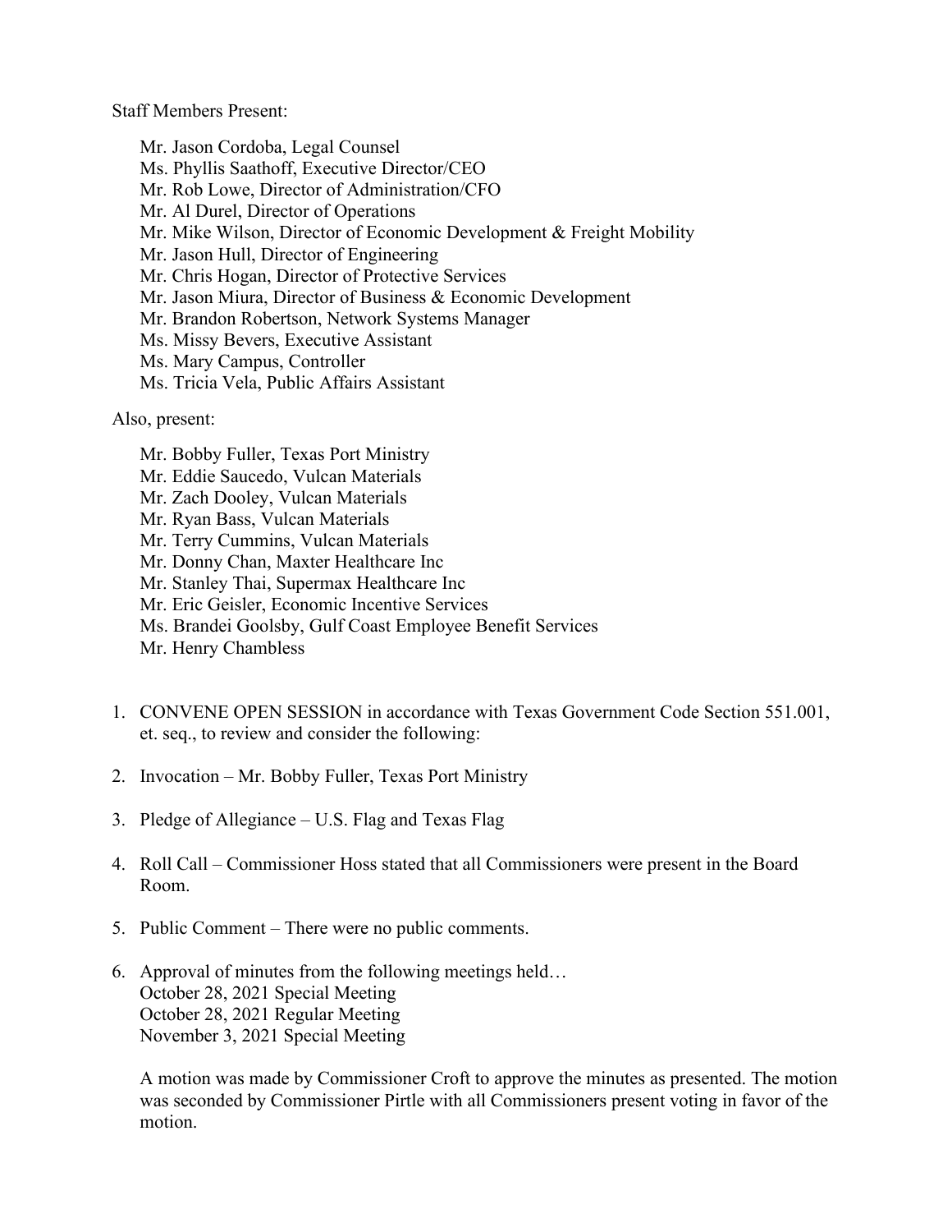Staff Members Present:

Mr. Jason Cordoba, Legal Counsel
Ms. Phyllis Saathoff, Executive Director/CEO
Mr. Rob Lowe, Director of Administration/CFO
Mr. Al Durel, Director of Operations
Mr. Mike Wilson, Director of Economic Development & Freight Mobility
Mr. Jason Hull, Director of Engineering
Mr. Chris Hogan, Director of Protective Services
Mr. Jason Miura, Director of Business & Economic Development
Mr. Brandon Robertson, Network Systems Manager
Ms. Missy Bevers, Executive Assistant
Ms. Mary Campus, Controller
Ms. Tricia Vela, Public Affairs Assistant

Also, present:

Mr. Bobby Fuller, Texas Port Ministry
Mr. Eddie Saucedo, Vulcan Materials
Mr. Zach Dooley, Vulcan Materials
Mr. Ryan Bass, Vulcan Materials
Mr. Terry Cummins, Vulcan Materials
Mr. Donny Chan, Maxter Healthcare Inc
Mr. Stanley Thai, Supermax Healthcare Inc
Mr. Eric Geisler, Economic Incentive Services
Ms. Brandei Goolsby, Gulf Coast Employee Benefit Services
Mr. Henry Chambless

1. CONVENE OPEN SESSION in accordance with Texas Government Code Section 551.001, et. seq., to review and consider the following:

2. Invocation – Mr. Bobby Fuller, Texas Port Ministry

3. Pledge of Allegiance – U.S. Flag and Texas Flag

4. Roll Call – Commissioner Hoss stated that all Commissioners were present in the Board Room.

5. Public Comment – There were no public comments.

6. Approval of minutes from the following meetings held…
   October 28, 2021 Special Meeting
   October 28, 2021 Regular Meeting
   November 3, 2021 Special Meeting

   A motion was made by Commissioner Croft to approve the minutes as presented. The motion was seconded by Commissioner Pirtle with all Commissioners present voting in favor of the motion.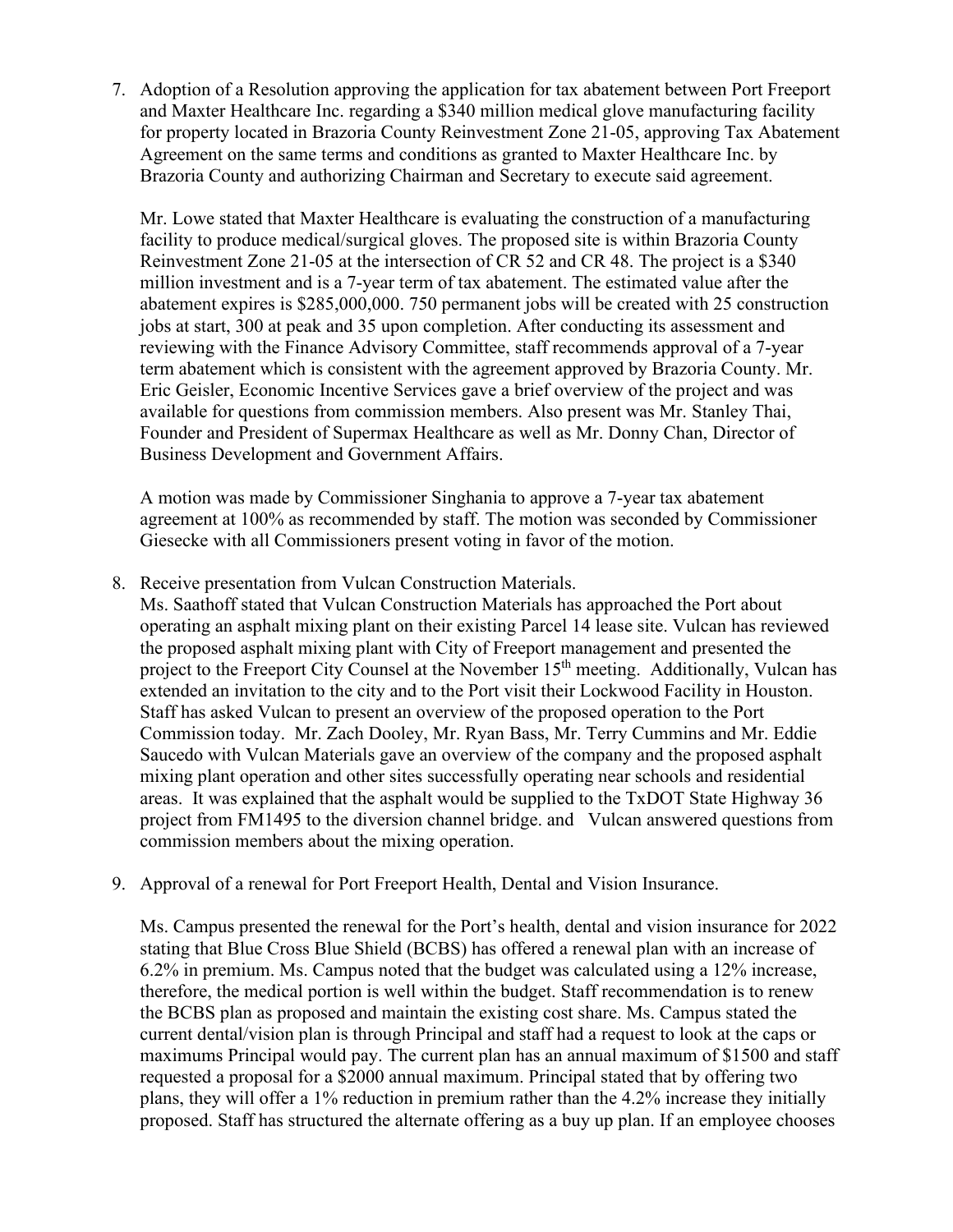7. Adoption of a Resolution approving the application for tax abatement between Port Freeport and Maxter Healthcare Inc. regarding a $340 million medical glove manufacturing facility for property located in Brazoria County Reinvestment Zone 21-05, approving Tax Abatement Agreement on the same terms and conditions as granted to Maxter Healthcare Inc. by Brazoria County and authorizing Chairman and Secretary to execute said agreement.

   Mr. Lowe stated that Maxter Healthcare is evaluating the construction of a manufacturing facility to produce medical/surgical gloves. The proposed site is within Brazoria County Reinvestment Zone 21-05 at the intersection of CR 52 and CR 48. The project is a $340 million investment and is a 7-year term of tax abatement. The estimated value after the abatement expires is $285,000,000. 750 permanent jobs will be created with 25 construction jobs at start, 300 at peak and 35 upon completion. After conducting its assessment and reviewing with the Finance Advisory Committee, staff recommends approval of a 7-year term abatement which is consistent with the agreement approved by Brazoria County. Mr. Eric Geisler, Economic Incentive Services gave a brief overview of the project and was available for questions from commission members. Also present was Mr. Stanley Thai, Founder and President of Supermax Healthcare as well as Mr. Donny Chan, Director of Business Development and Government Affairs.

   A motion was made by Commissioner Singhania to approve a 7-year tax abatement agreement at 100% as recommended by staff. The motion was seconded by Commissioner Giesecke with all Commissioners present voting in favor of the motion.

8. Receive presentation from Vulcan Construction Materials.
   Ms. Saathoff stated that Vulcan Construction Materials has approached the Port about operating an asphalt mixing plant on their existing Parcel 14 lease site. Vulcan has reviewed the proposed asphalt mixing plant with City of Freeport management and presented the project to the Freeport City Counsel at the November 15th meeting. Additionally, Vulcan has extended an invitation to the city and to the Port visit their Lockwood Facility in Houston. Staff has asked Vulcan to present an overview of the proposed operation to the Port Commission today. Mr. Zach Dooley, Mr. Ryan Bass, Mr. Terry Cummins and Mr. Eddie Saucedo with Vulcan Materials gave an overview of the company and the proposed asphalt mixing plant operation and other sites successfully operating near schools and residential areas. It was explained that the asphalt would be supplied to the TxDOT State Highway 36 project from FM1495 to the diversion channel bridge. and Vulcan answered questions from commission members about the mixing operation.

9. Approval of a renewal for Port Freeport Health, Dental and Vision Insurance.

   Ms. Campus presented the renewal for the Port's health, dental and vision insurance for 2022 stating that Blue Cross Blue Shield (BCBS) has offered a renewal plan with an increase of 6.2% in premium. Ms. Campus noted that the budget was calculated using a 12% increase, therefore, the medical portion is well within the budget. Staff recommendation is to renew the BCBS plan as proposed and maintain the existing cost share. Ms. Campus stated the current dental/vision plan is through Principal and staff had a request to look at the caps or maximums Principal would pay. The current plan has an annual maximum of $1500 and staff requested a proposal for a $2000 annual maximum. Principal stated that by offering two plans, they will offer a 1% reduction in premium rather than the 4.2% increase they initially proposed. Staff has structured the alternate offering as a buy up plan. If an employee chooses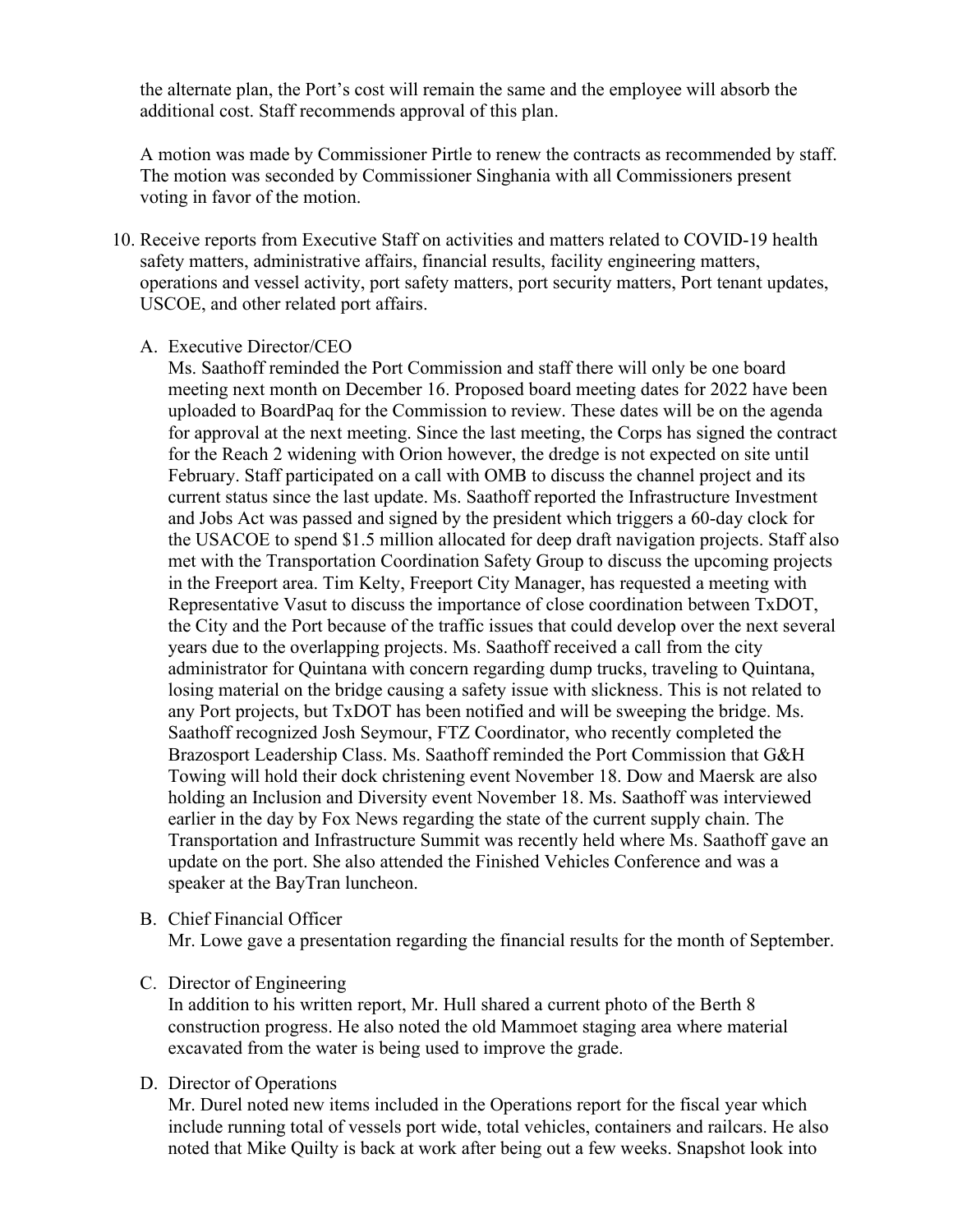the alternate plan, the Port's cost will remain the same and the employee will absorb the additional cost. Staff recommends approval of this plan.

A motion was made by Commissioner Pirtle to renew the contracts as recommended by staff. The motion was seconded by Commissioner Singhania with all Commissioners present voting in favor of the motion.

10. Receive reports from Executive Staff on activities and matters related to COVID-19 health safety matters, administrative affairs, financial results, facility engineering matters, operations and vessel activity, port safety matters, port security matters, Port tenant updates, USCOE, and other related port affairs.

    A. Executive Director/CEO
    Ms. Saathoff reminded the Port Commission and staff there will only be one board meeting next month on December 16. Proposed board meeting dates for 2022 have been uploaded to BoardPaq for the Commission to review. These dates will be on the agenda for approval at the next meeting. Since the last meeting, the Corps has signed the contract for the Reach 2 widening with Orion however, the dredge is not expected on site until February. Staff participated on a call with OMB to discuss the channel project and its current status since the last update. Ms. Saathoff reported the Infrastructure Investment and Jobs Act was passed and signed by the president which triggers a 60-day clock for the USACOE to spend $1.5 million allocated for deep draft navigation projects. Staff also met with the Transportation Coordination Safety Group to discuss the upcoming projects in the Freeport area. Tim Kelty, Freeport City Manager, has requested a meeting with Representative Vasut to discuss the importance of close coordination between TxDOT, the City and the Port because of the traffic issues that could develop over the next several years due to the overlapping projects. Ms. Saathoff received a call from the city administrator for Quintana with concern regarding dump trucks, traveling to Quintana, losing material on the bridge causing a safety issue with slickness. This is not related to any Port projects, but TxDOT has been notified and will be sweeping the bridge. Ms. Saathoff recognized Josh Seymour, FTZ Coordinator, who recently completed the Brazosport Leadership Class. Ms. Saathoff reminded the Port Commission that G&H Towing will hold their dock christening event November 18. Dow and Maersk are also holding an Inclusion and Diversity event November 18. Ms. Saathoff was interviewed earlier in the day by Fox News regarding the state of the current supply chain. The Transportation and Infrastructure Summit was recently held where Ms. Saathoff gave an update on the port. She also attended the Finished Vehicles Conference and was a speaker at the BayTran luncheon.

    B. Chief Financial Officer
    Mr. Lowe gave a presentation regarding the financial results for the month of September.

    C. Director of Engineering
    In addition to his written report, Mr. Hull shared a current photo of the Berth 8 construction progress. He also noted the old Mammoet staging area where material excavated from the water is being used to improve the grade.

    D. Director of Operations
    Mr. Durel noted new items included in the Operations report for the fiscal year which include running total of vessels port wide, total vehicles, containers and railcars. He also noted that Mike Quilty is back at work after being out a few weeks. Snapshot look into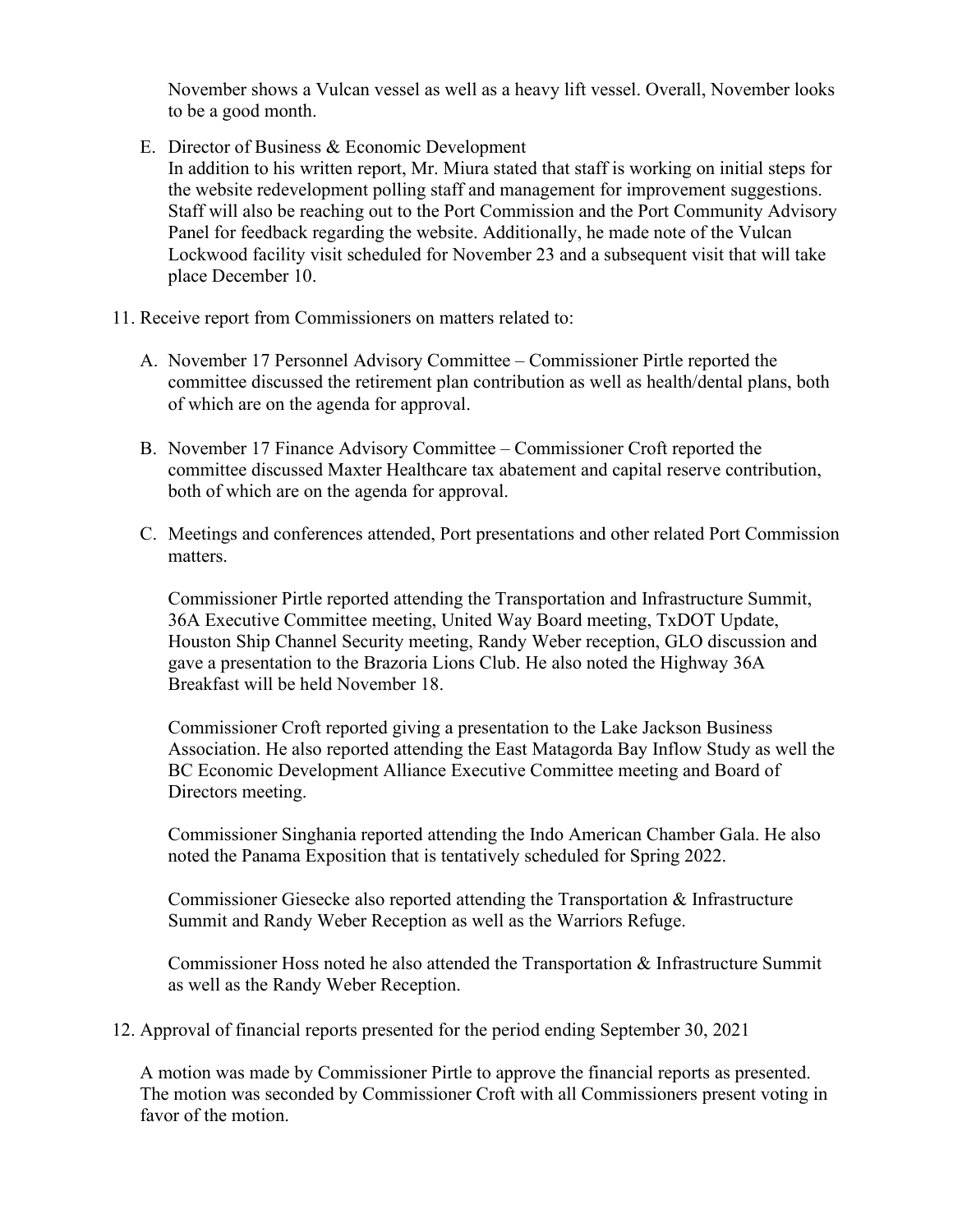November shows a Vulcan vessel as well as a heavy lift vessel. Overall, November looks to be a good month.

E. Director of Business & Economic Development
   In addition to his written report, Mr. Miura stated that staff is working on initial steps for the website redevelopment polling staff and management for improvement suggestions. Staff will also be reaching out to the Port Commission and the Port Community Advisory Panel for feedback regarding the website. Additionally, he made note of the Vulcan Lockwood facility visit scheduled for November 23 and a subsequent visit that will take place December 10.

11. Receive report from Commissioners on matters related to:

   A. November 17 Personnel Advisory Committee – Commissioner Pirtle reported the committee discussed the retirement plan contribution as well as health/dental plans, both of which are on the agenda for approval.

   B. November 17 Finance Advisory Committee – Commissioner Croft reported the committee discussed Maxter Healthcare tax abatement and capital reserve contribution, both of which are on the agenda for approval.

   C. Meetings and conferences attended, Port presentations and other related Port Commission matters.

   Commissioner Pirtle reported attending the Transportation and Infrastructure Summit, 36A Executive Committee meeting, United Way Board meeting, TxDOT Update, Houston Ship Channel Security meeting, Randy Weber reception, GLO discussion and gave a presentation to the Brazoria Lions Club. He also noted the Highway 36A Breakfast will be held November 18.

   Commissioner Croft reported giving a presentation to the Lake Jackson Business Association. He also reported attending the East Matagorda Bay Inflow Study as well the BC Economic Development Alliance Executive Committee meeting and Board of Directors meeting.

   Commissioner Singhania reported attending the Indo American Chamber Gala. He also noted the Panama Exposition that is tentatively scheduled for Spring 2022.

   Commissioner Giesecke also reported attending the Transportation & Infrastructure Summit and Randy Weber Reception as well as the Warriors Refuge.

   Commissioner Hoss noted he also attended the Transportation & Infrastructure Summit as well as the Randy Weber Reception.

12. Approval of financial reports presented for the period ending September 30, 2021

   A motion was made by Commissioner Pirtle to approve the financial reports as presented. The motion was seconded by Commissioner Croft with all Commissioners present voting in favor of the motion.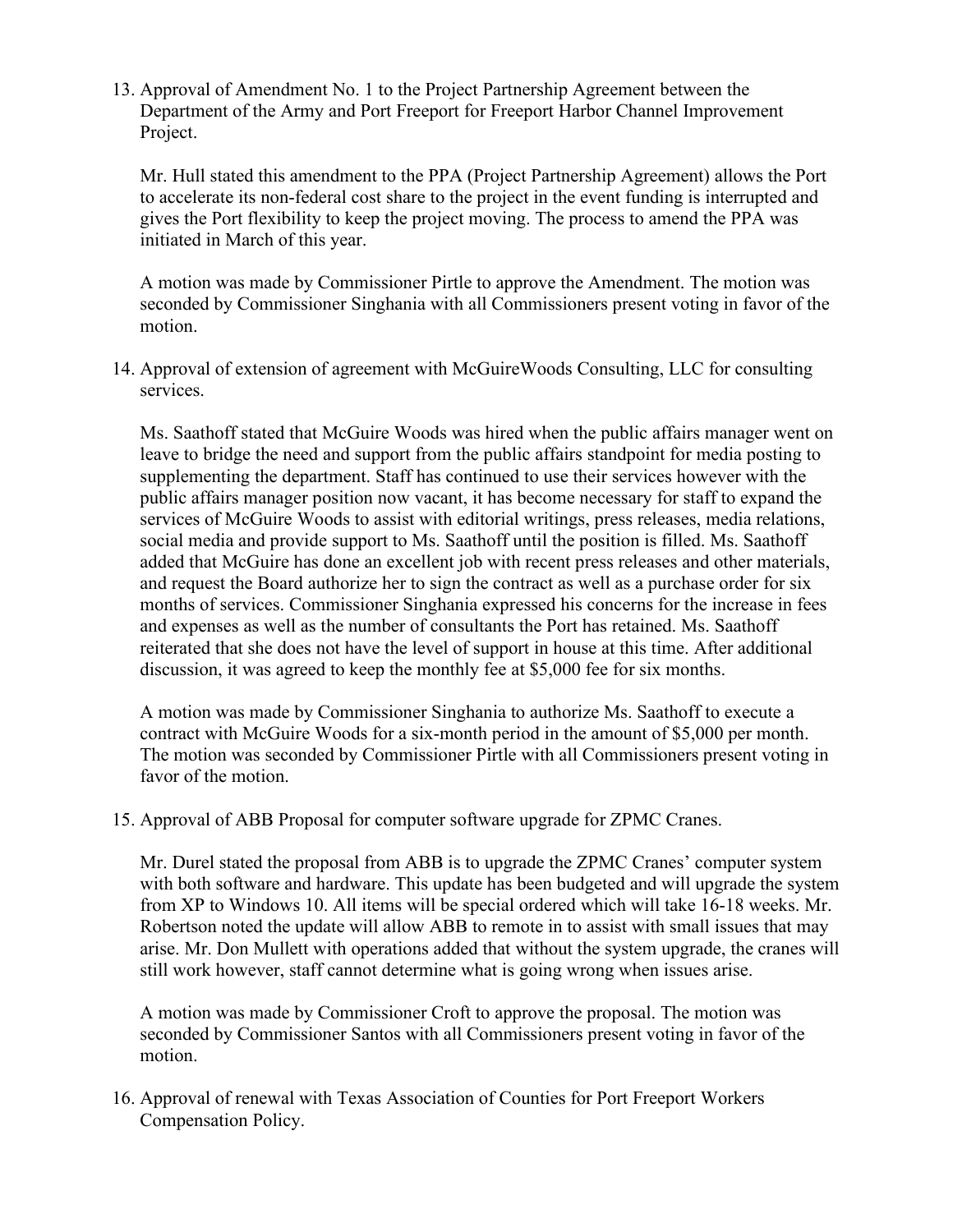13. Approval of Amendment No. 1 to the Project Partnership Agreement between the Department of the Army and Port Freeport for Freeport Harbor Channel Improvement Project.

    Mr. Hull stated this amendment to the PPA (Project Partnership Agreement) allows the Port to accelerate its non-federal cost share to the project in the event funding is interrupted and gives the Port flexibility to keep the project moving. The process to amend the PPA was initiated in March of this year.

    A motion was made by Commissioner Pirtle to approve the Amendment. The motion was seconded by Commissioner Singhania with all Commissioners present voting in favor of the motion.

14. Approval of extension of agreement with McGuireWoods Consulting, LLC for consulting services.

    Ms. Saathoff stated that McGuire Woods was hired when the public affairs manager went on leave to bridge the need and support from the public affairs standpoint for media posting to supplementing the department. Staff has continued to use their services however with the public affairs manager position now vacant, it has become necessary for staff to expand the services of McGuire Woods to assist with editorial writings, press releases, media relations, social media and provide support to Ms. Saathoff until the position is filled. Ms. Saathoff added that McGuire has done an excellent job with recent press releases and other materials, and request the Board authorize her to sign the contract as well as a purchase order for six months of services. Commissioner Singhania expressed his concerns for the increase in fees and expenses as well as the number of consultants the Port has retained. Ms. Saathoff reiterated that she does not have the level of support in house at this time. After additional discussion, it was agreed to keep the monthly fee at $5,000 fee for six months.

    A motion was made by Commissioner Singhania to authorize Ms. Saathoff to execute a contract with McGuire Woods for a six-month period in the amount of $5,000 per month. The motion was seconded by Commissioner Pirtle with all Commissioners present voting in favor of the motion.

15. Approval of ABB Proposal for computer software upgrade for ZPMC Cranes.

    Mr. Durel stated the proposal from ABB is to upgrade the ZPMC Cranes' computer system with both software and hardware. This update has been budgeted and will upgrade the system from XP to Windows 10. All items will be special ordered which will take 16-18 weeks. Mr. Robertson noted the update will allow ABB to remote in to assist with small issues that may arise. Mr. Don Mullett with operations added that without the system upgrade, the cranes will still work however, staff cannot determine what is going wrong when issues arise.

    A motion was made by Commissioner Croft to approve the proposal. The motion was seconded by Commissioner Santos with all Commissioners present voting in favor of the motion.

16. Approval of renewal with Texas Association of Counties for Port Freeport Workers Compensation Policy.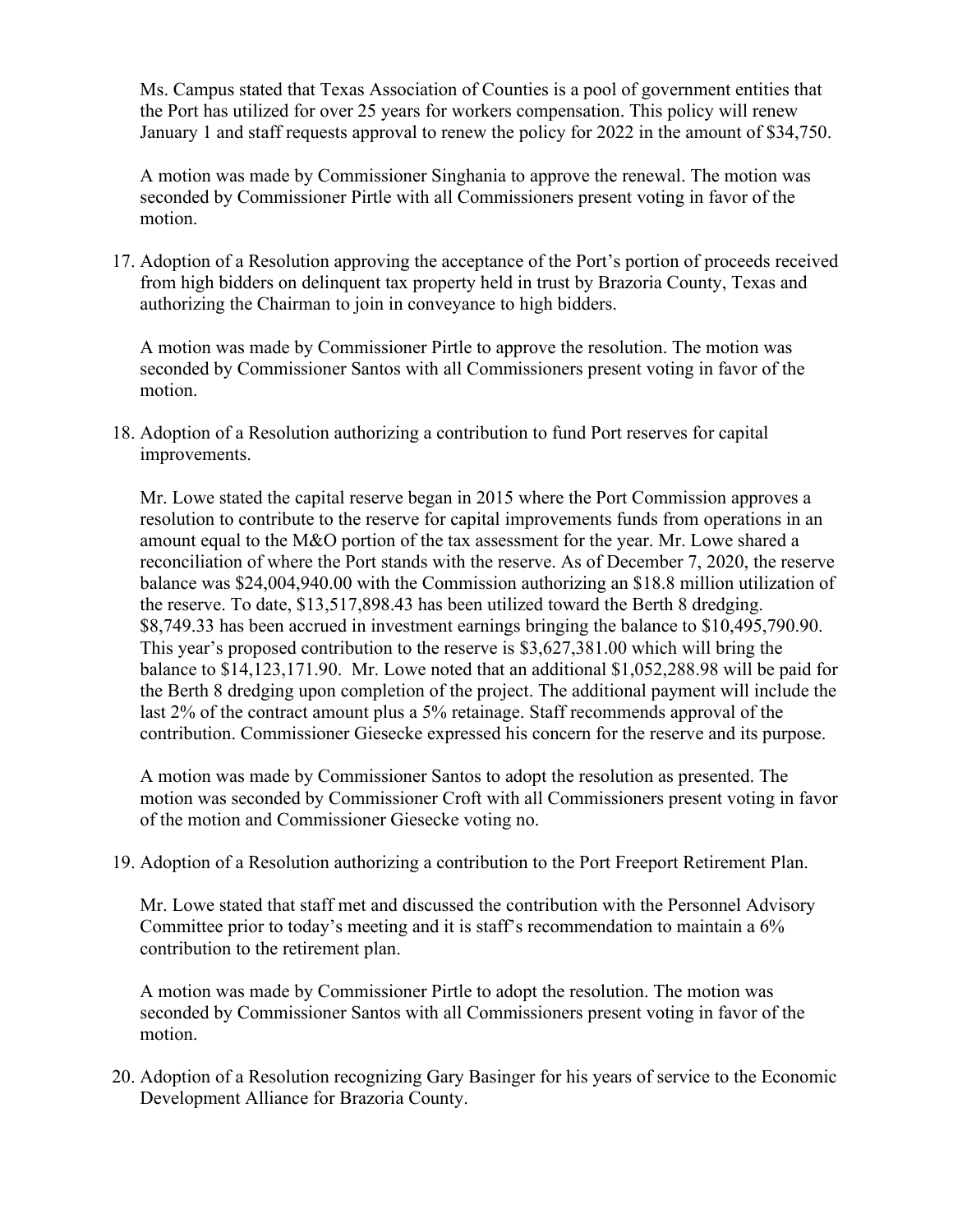Ms. Campus stated that Texas Association of Counties is a pool of government entities that the Port has utilized for over 25 years for workers compensation. This policy will renew January 1 and staff requests approval to renew the policy for 2022 in the amount of $34,750.

A motion was made by Commissioner Singhania to approve the renewal. The motion was seconded by Commissioner Pirtle with all Commissioners present voting in favor of the motion.

17. Adoption of a Resolution approving the acceptance of the Port's portion of proceeds received from high bidders on delinquent tax property held in trust by Brazoria County, Texas and authorizing the Chairman to join in conveyance to high bidders.

    A motion was made by Commissioner Pirtle to approve the resolution. The motion was seconded by Commissioner Santos with all Commissioners present voting in favor of the motion.

18. Adoption of a Resolution authorizing a contribution to fund Port reserves for capital improvements.

    Mr. Lowe stated the capital reserve began in 2015 where the Port Commission approves a resolution to contribute to the reserve for capital improvements funds from operations in an amount equal to the M&O portion of the tax assessment for the year. Mr. Lowe shared a reconciliation of where the Port stands with the reserve. As of December 7, 2020, the reserve balance was $24,004,940.00 with the Commission authorizing an $18.8 million utilization of the reserve. To date, $13,517,898.43 has been utilized toward the Berth 8 dredging. $8,749.33 has been accrued in investment earnings bringing the balance to $10,495,790.90. This year's proposed contribution to the reserve is $3,627,381.00 which will bring the balance to $14,123,171.90. Mr. Lowe noted that an additional $1,052,288.98 will be paid for the Berth 8 dredging upon completion of the project. The additional payment will include the last 2% of the contract amount plus a 5% retainage. Staff recommends approval of the contribution. Commissioner Giesecke expressed his concern for the reserve and its purpose.

    A motion was made by Commissioner Santos to adopt the resolution as presented. The motion was seconded by Commissioner Croft with all Commissioners present voting in favor of the motion and Commissioner Giesecke voting no.

19. Adoption of a Resolution authorizing a contribution to the Port Freeport Retirement Plan.

    Mr. Lowe stated that staff met and discussed the contribution with the Personnel Advisory Committee prior to today's meeting and it is staff's recommendation to maintain a 6% contribution to the retirement plan.

    A motion was made by Commissioner Pirtle to adopt the resolution. The motion was seconded by Commissioner Santos with all Commissioners present voting in favor of the motion.

20. Adoption of a Resolution recognizing Gary Basinger for his years of service to the Economic Development Alliance for Brazoria County.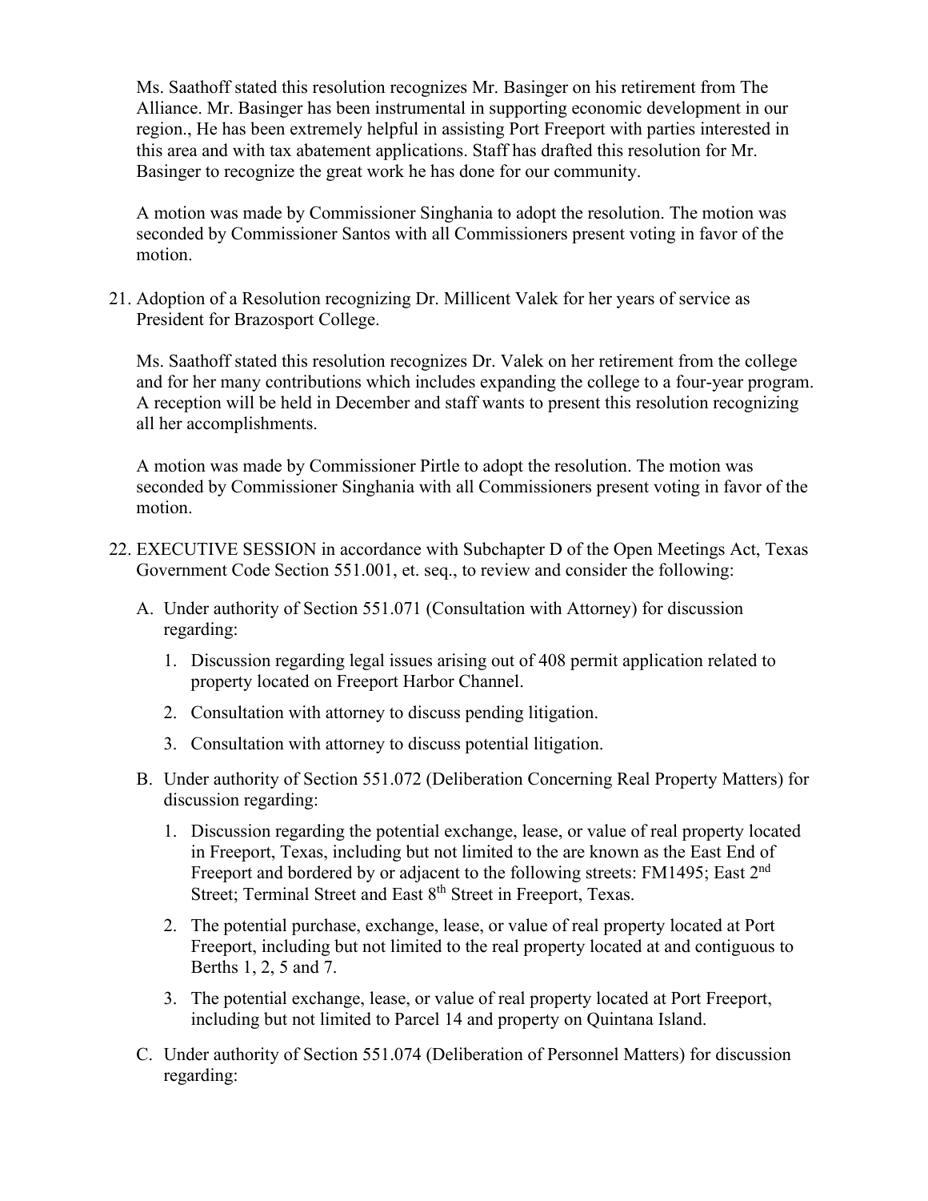Ms. Saathoff stated this resolution recognizes Mr. Basinger on his retirement from The Alliance. Mr. Basinger has been instrumental in supporting economic development in our region., He has been extremely helpful in assisting Port Freeport with parties interested in this area and with tax abatement applications. Staff has drafted this resolution for Mr. Basinger to recognize the great work he has done for our community.

A motion was made by Commissioner Singhania to adopt the resolution. The motion was seconded by Commissioner Santos with all Commissioners present voting in favor of the motion.

21. Adoption of a Resolution recognizing Dr. Millicent Valek for her years of service as President for Brazosport College.

    Ms. Saathoff stated this resolution recognizes Dr. Valek on her retirement from the college and for her many contributions which includes expanding the college to a four-year program. A reception will be held in December and staff wants to present this resolution recognizing all her accomplishments.

    A motion was made by Commissioner Pirtle to adopt the resolution. The motion was seconded by Commissioner Singhania with all Commissioners present voting in favor of the motion.

22. EXECUTIVE SESSION in accordance with Subchapter D of the Open Meetings Act, Texas Government Code Section 551.001, et. seq., to review and consider the following:

    A. Under authority of Section 551.071 (Consultation with Attorney) for discussion regarding:

        1. Discussion regarding legal issues arising out of 408 permit application related to property located on Freeport Harbor Channel.
        2. Consultation with attorney to discuss pending litigation.
        3. Consultation with attorney to discuss potential litigation.

    B. Under authority of Section 551.072 (Deliberation Concerning Real Property Matters) for discussion regarding:

        1. Discussion regarding the potential exchange, lease, or value of real property located in Freeport, Texas, including but not limited to the are known as the East End of Freeport and bordered by or adjacent to the following streets: FM1495; East 2nd Street; Terminal Street and East 8th Street in Freeport, Texas.
        2. The potential purchase, exchange, lease, or value of real property located at Port Freeport, including but not limited to the real property located at and contiguous to Berths 1, 2, 5 and 7.
        3. The potential exchange, lease, or value of real property located at Port Freeport, including but not limited to Parcel 14 and property on Quintana Island.

    C. Under authority of Section 551.074 (Deliberation of Personnel Matters) for discussion regarding: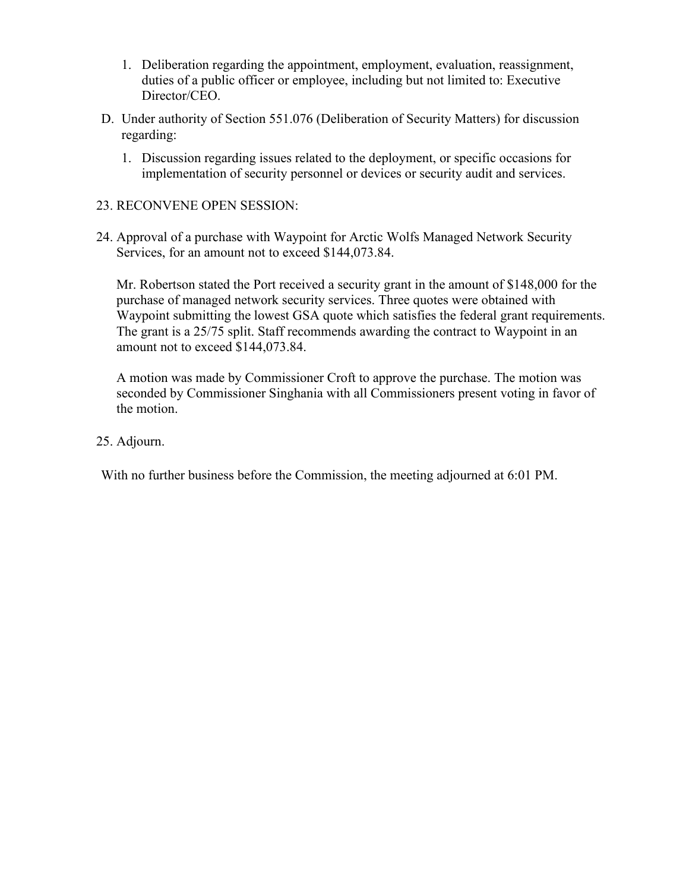1. Deliberation regarding the appointment, employment, evaluation, reassignment, duties of a public officer or employee, including but not limited to: Executive Director/CEO.

D. Under authority of Section 551.076 (Deliberation of Security Matters) for discussion regarding:

   1. Discussion regarding issues related to the deployment, or specific occasions for implementation of security personnel or devices or security audit and services.

23. RECONVENE OPEN SESSION:

24. Approval of a purchase with Waypoint for Arctic Wolfs Managed Network Security Services, for an amount not to exceed $144,073.84.

    Mr. Robertson stated the Port received a security grant in the amount of $148,000 for the purchase of managed network security services. Three quotes were obtained with Waypoint submitting the lowest GSA quote which satisfies the federal grant requirements. The grant is a 25/75 split. Staff recommends awarding the contract to Waypoint in an amount not to exceed $144,073.84.

    A motion was made by Commissioner Croft to approve the purchase. The motion was seconded by Commissioner Singhania with all Commissioners present voting in favor of the motion.

25. Adjourn.

With no further business before the Commission, the meeting adjourned at 6:01 PM.